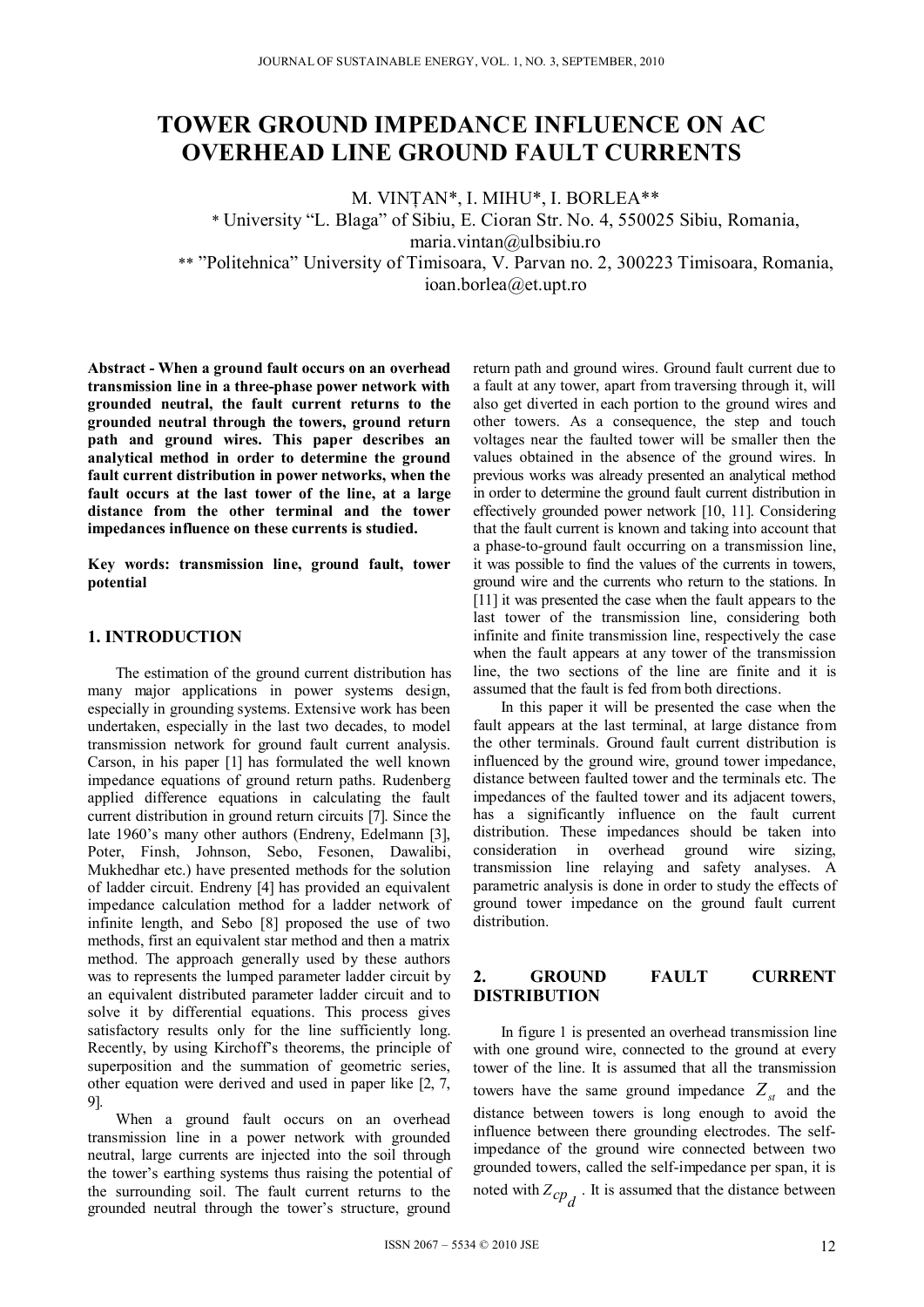# TOWER GROUND IMPEDANCE INFLUENCE ON AC OVERHEAD LINE GROUND FAULT CURRENTS

M. VINȚAN*, I. MIHU*, I. BORLEA**

\* University "L. Blaga" of Sibiu, E. Cioran Str. No. 4, 550025 Sibiu, Romania, maria.vintan@ulbsibiu.ro

\*\* "Politehnica" University of Timisoara, V. Parvan no. 2, 300223 Timisoara, Romania, ioan.borlea@et.upt.ro

**Abstract - When a ground fault occurs on an overhead transmission line in a three-phase power network with grounded neutral, the fault current returns to the grounded neutral through the towers, ground return path and ground wires. This paper describes an analytical method in order to determine the ground fault current distribution in power networks, when the fault occurs at the last tower of the line, at a large distance from the other terminal and the tower impedances influence on these currents is studied.**

**Key words: transmission line, ground fault, tower potential**

## 1. INTRODUCTION

The estimation of the ground current distribution has many major applications in power systems design, especially in grounding systems. Extensive work has been undertaken, especially in the last two decades, to model transmission network for ground fault current analysis. Carson, in his paper [1] has formulated the well known impedance equations of ground return paths. Rudenberg applied difference equations in calculating the fault current distribution in ground return circuits [7]. Since the late 1960's many other authors (Endreny, Edelmann [3], Poter, Finsh, Johnson, Sebo, Fesonen, Dawalibi, Mukhedhar etc.) have presented methods for the solution of ladder circuit. Endreny [4] has provided an equivalent impedance calculation method for a ladder network of infinite length, and Sebo [8] proposed the use of two methods, first an equivalent star method and then a matrix method. The approach generally used by these authors was to represents the lumped parameter ladder circuit by an equivalent distributed parameter ladder circuit and to solve it by differential equations. This process gives satisfactory results only for the line sufficiently long. Recently, by using Kirchoff's theorems, the principle of superposition and the summation of geometric series, other equation were derived and used in paper like [2, 7, 9].

When a ground fault occurs on an overhead transmission line in a power network with grounded neutral, large currents are injected into the soil through the tower's earthing systems thus raising the potential of the surrounding soil. The fault current returns to the grounded neutral through the tower's structure, ground return path and ground wires. Ground fault current due to a fault at any tower, apart from traversing through it, will also get diverted in each portion to the ground wires and other towers. As a consequence, the step and touch voltages near the faulted tower will be smaller then the values obtained in the absence of the ground wires. In previous works was already presented an analytical method in order to determine the ground fault current distribution in effectively grounded power network [10, 11]. Considering that the fault current is known and taking into account that a phase-to-ground fault occurring on a transmission line, it was possible to find the values of the currents in towers, ground wire and the currents who return to the stations. In [11] it was presented the case when the fault appears to the last tower of the transmission line, considering both infinite and finite transmission line, respectively the case when the fault appears at any tower of the transmission line, the two sections of the line are finite and it is assumed that the fault is fed from both directions.

In this paper it will be presented the case when the fault appears at the last terminal, at large distance from the other terminals. Ground fault current distribution is influenced by the ground wire, ground tower impedance, distance between faulted tower and the terminals etc. The impedances of the faulted tower and its adjacent towers, has a significantly influence on the fault current distribution. These impedances should be taken into consideration in overhead ground wire sizing, transmission line relaying and safety analyses. A parametric analysis is done in order to study the effects of ground tower impedance on the ground fault current distribution.

## 2. GROUND FAULT CURRENT DISTRIBUTION

In figure 1 is presented an overhead transmission line with one ground wire, connected to the ground at every tower of the line. It is assumed that all the transmission towers have the same ground impedance $Z_{st}$ and the distance between towers is long enough to avoid the influence between there grounding electrodes. The self-impedance of the ground wire connected between two grounded towers, called the self-impedance per span, it is noted with $Z_{cp_d}$. It is assumed that the distance between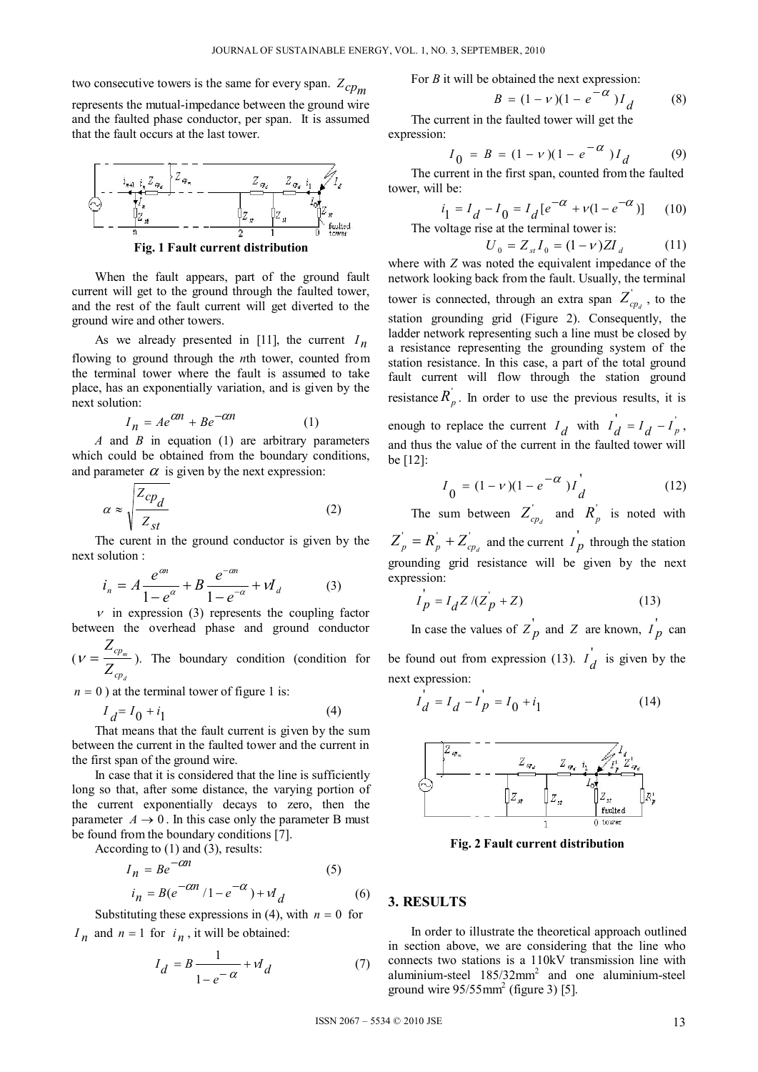two consecutive towers is the same for every span. $Z_{cp_m}$ represents the mutual-impedance between the ground wire and the faulted phase conductor, per span. It is assumed that the fault occurs at the last tower.

**Fig. 1 Fault current distribution**

When the fault appears, part of the ground fault current will get to the ground through the faulted tower, and the rest of the fault current will get diverted to the ground wire and other towers.

As we already presented in [11], the current $I_n$ flowing to ground through the *n*th tower, counted from the terminal tower where the fault is assumed to take place, has an exponentially variation, and is given by the next solution:

$$I_n = Ae^{\alpha n} + Be^{-\alpha n} \tag{1}$$

*A* and *B* in equation (1) are arbitrary parameters which could be obtained from the boundary conditions, and parameter $\alpha$ is given by the next expression:

$$\alpha \approx \sqrt{\frac{Z_{cp_d}}{Z_{st}}} \tag{2}$$

The curent in the ground conductor is given by the next solution :

$$i_n = A\frac{e^{\alpha n}}{1-e^{\alpha}} + B\frac{e^{-\alpha n}}{1-e^{-\alpha}} + \nu I_d \tag{3}$$

$\nu$ in expression (3) represents the coupling factor between the overhead phase and ground conductor ($\nu = \frac{Z_{cp_m}}{Z_{cp_d}}$). The boundary condition (condition for $n = 0$ ) at the terminal tower of figure 1 is:

$$I_d = I_0 + i_1 \tag{4}$$

That means that the fault current is given by the sum between the current in the faulted tower and the current in the first span of the ground wire.

In case that it is considered that the line is sufficiently long so that, after some distance, the varying portion of the current exponentially decays to zero, then the parameter $A \to 0$. In this case only the parameter B must be found from the boundary conditions [7].

According to (1) and (3), results:

$$I_n = Be^{-\alpha n} \tag{5}$$

$$i_n = B(e^{-\alpha n}/1-e^{-\alpha}) + \nu I_d \tag{6}$$

Substituting these expressions in (4), with $n = 0$ for $I_n$ and $n = 1$ for $i_n$, it will be obtained:

$$I_d = B\frac{1}{1-e^{-\alpha}} + \nu I_d \tag{7}$$

For *B* it will be obtained the next expression:

$$B = (1-\nu)(1-e^{-\alpha})I_d \tag{8}$$

The current in the faulted tower will get the expression:

$$I_0 = B = (1-\nu)(1-e^{-\alpha})I_d \tag{9}$$

The current in the first span, counted from the faulted tower, will be:

$$i_1 = I_d - I_0 = I_d[e^{-\alpha} + \nu(1-e^{-\alpha})] \tag{10}$$

The voltage rise at the terminal tower is:

$$U_0 = Z_{st}I_0 = (1-\nu)ZI_d \tag{11}$$

where with *Z* was noted the equivalent impedance of the network looking back from the fault. Usually, the terminal tower is connected, through an extra span $Z'_{cp_d}$, to the station grounding grid (Figure 2). Consequently, the ladder network representing such a line must be closed by a resistance representing the grounding system of the station resistance. In this case, a part of the total ground fault current will flow through the station ground resistance $R'_p$. In order to use the previous results, it is enough to replace the current $I_d$ with $I'_d = I_d - I'_p$, and thus the value of the current in the faulted tower will be [12]:

$$I_0 = (1-\nu)(1-e^{-\alpha})I'_d \tag{12}$$

The sum between $Z'_{cp_d}$ and $R'_p$ is noted with $Z'_p = R'_p + Z'_{cp_d}$ and the current $I'_p$ through the station grounding grid resistance will be given by the next expression:

$$I'_p = I_d Z/(Z'_p + Z) \tag{13}$$

In case the values of $Z'_p$ and $Z$ are known, $I'_p$ can be found out from expression (13). $I'_d$ is given by the next expression:

$$I'_d = I_d - I'_p = I_0 + i_1 \tag{14}$$

**Fig. 2 Fault current distribution**

## 3. RESULTS

In order to illustrate the theoretical approach outlined in section above, we are considering that the line who connects two stations is a 110kV transmission line with aluminium-steel 185/32mm$^2$ and one aluminium-steel ground wire 95/55mm$^2$ (figure 3) [5].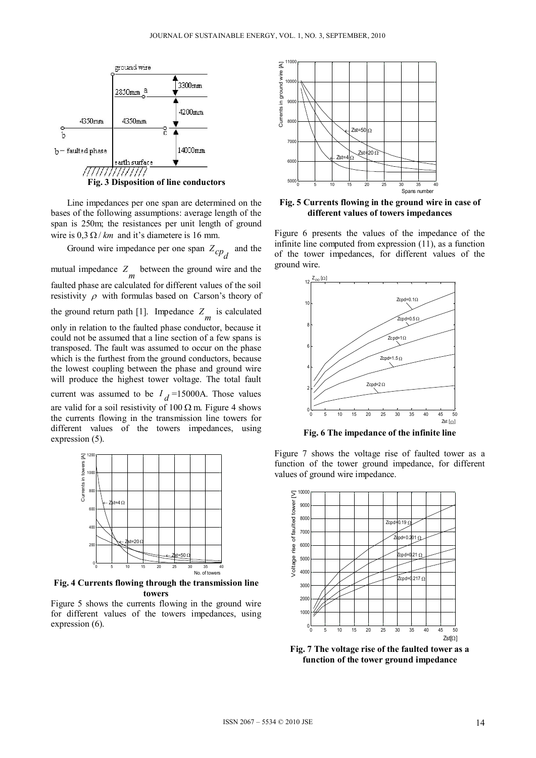Fig. 3 Disposition of line conductors

Line impedances per one span are determined on the bases of the following assumptions: average length of the span is 250m; the resistances per unit length of ground wire is $0,3\,\Omega/km$ and it's diametere is 16 mm.

Ground wire impedance per one span $Z_{cp_d}$ and the mutual impedance $Z_m$ between the ground wire and the faulted phase are calculated for different values of the soil resistivity $\rho$ with formulas based on Carson's theory of the ground return path [1]. Impedance $Z_m$ is calculated only in relation to the faulted phase conductor, because it could not be assumed that a line section of a few spans is transposed. The fault was assumed to occur on the phase which is the furthest from the ground conductors, because the lowest coupling between the phase and ground wire will produce the highest tower voltage. The total fault current was assumed to be $I_d$=15000A. Those values are valid for a soil resistivity of $100\,\Omega$ m. Figure 4 shows the currents flowing in the transmission line towers for different values of the towers impedances, using expression (5).

Fig. 4 Currents flowing through the transmission line towers

Figure 5 shows the currents flowing in the ground wire for different values of the towers impedances, using expression (6).

Fig. 5 Currents flowing in the ground wire in case of different values of towers impedances

Figure 6 presents the values of the impedance of the infinite line computed from expression (11), as a function of the tower impedances, for different values of the ground wire.

Fig. 6 The impedance of the infinite line

Figure 7 shows the voltage rise of faulted tower as a function of the tower ground impedance, for different values of ground wire impedance.

Fig. 7 The voltage rise of the faulted tower as a function of the tower ground impedance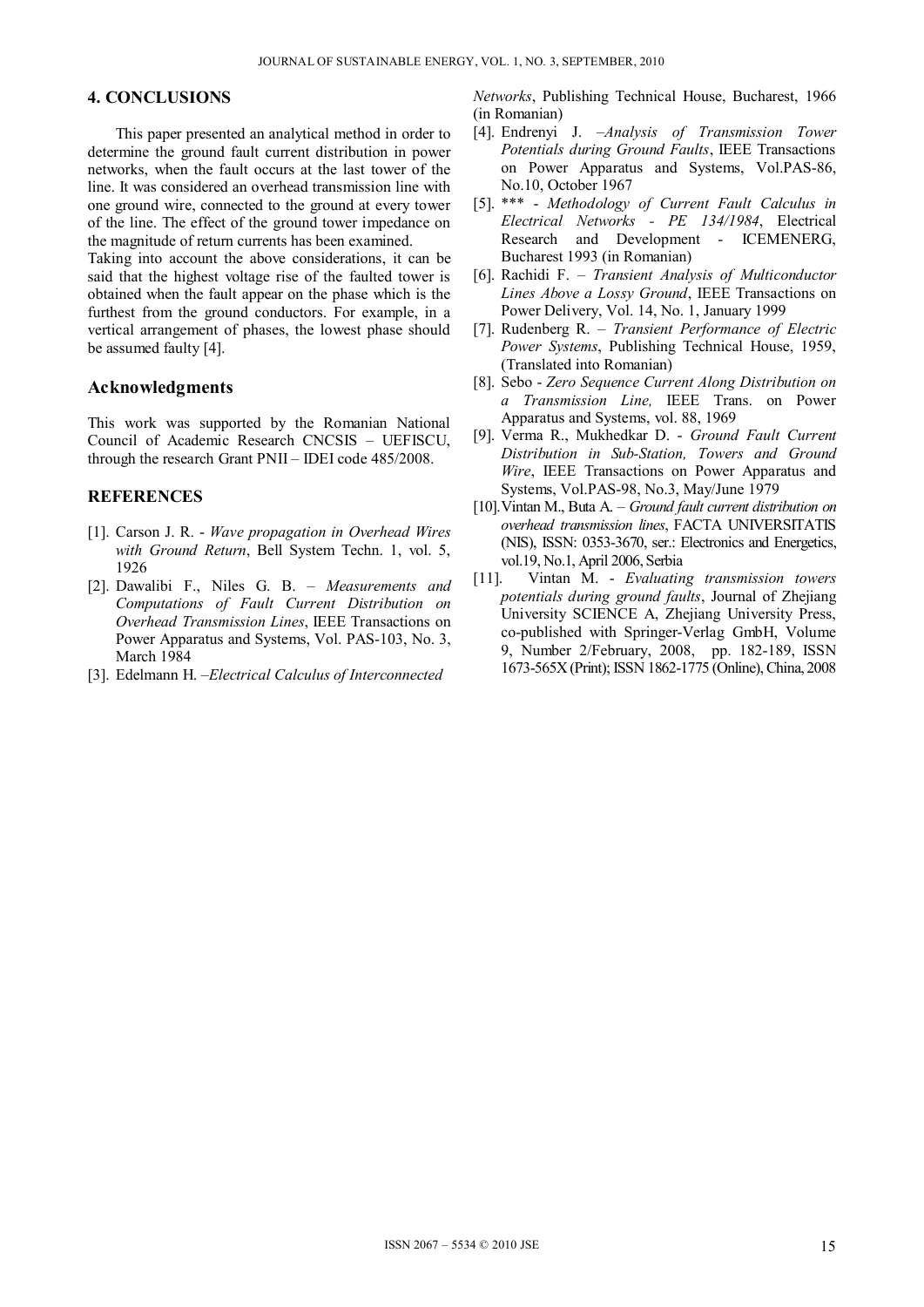## 4. CONCLUSIONS

This paper presented an analytical method in order to determine the ground fault current distribution in power networks, when the fault occurs at the last tower of the line. It was considered an overhead transmission line with one ground wire, connected to the ground at every tower of the line. The effect of the ground tower impedance on the magnitude of return currents has been examined.

Taking into account the above considerations, it can be said that the highest voltage rise of the faulted tower is obtained when the fault appear on the phase which is the furthest from the ground conductors. For example, in a vertical arrangement of phases, the lowest phase should be assumed faulty [4].

## Acknowledgments

This work was supported by the Romanian National Council of Academic Research CNCSIS – UEFISCU, through the research Grant PNII – IDEI code 485/2008.

## REFERENCES

[1]. Carson J. R. - *Wave propagation in Overhead Wires with Ground Return*, Bell System Techn. 1, vol. 5, 1926

[2]. Dawalibi F., Niles G. B. – *Measurements and Computations of Fault Current Distribution on Overhead Transmission Lines*, IEEE Transactions on Power Apparatus and Systems, Vol. PAS-103, No. 3, March 1984

[3]. Edelmann H. –*Electrical Calculus of Interconnected Networks*, Publishing Technical House, Bucharest, 1966 (in Romanian)

[4]. Endrenyi J. –*Analysis of Transmission Tower Potentials during Ground Faults*, IEEE Transactions on Power Apparatus and Systems, Vol.PAS-86, No.10, October 1967

[5]. *** - *Methodology of Current Fault Calculus in Electrical Networks - PE 134/1984*, Electrical Research and Development - ICEMENERG, Bucharest 1993 (in Romanian)

[6]. Rachidi F. – *Transient Analysis of Multiconductor Lines Above a Lossy Ground*, IEEE Transactions on Power Delivery, Vol. 14, No. 1, January 1999

[7]. Rudenberg R. – *Transient Performance of Electric Power Systems*, Publishing Technical House, 1959, (Translated into Romanian)

[8]. Sebo - *Zero Sequence Current Along Distribution on a Transmission Line,* IEEE Trans. on Power Apparatus and Systems, vol. 88, 1969

[9]. Verma R., Mukhedkar D. - *Ground Fault Current Distribution in Sub-Station, Towers and Ground Wire*, IEEE Transactions on Power Apparatus and Systems, Vol.PAS-98, No.3, May/June 1979

[10]. Vintan M., Buta A. – *Ground fault current distribution on overhead transmission lines*, FACTA UNIVERSITATIS (NIS), ISSN: 0353-3670, ser.: Electronics and Energetics, vol.19, No.1, April 2006, Serbia

[11]. Vintan M. - *Evaluating transmission towers potentials during ground faults*, Journal of Zhejiang University SCIENCE A, Zhejiang University Press, co-published with Springer-Verlag GmbH, Volume 9, Number 2/February, 2008, pp. 182-189, ISSN 1673-565X (Print); ISSN 1862-1775 (Online), China, 2008